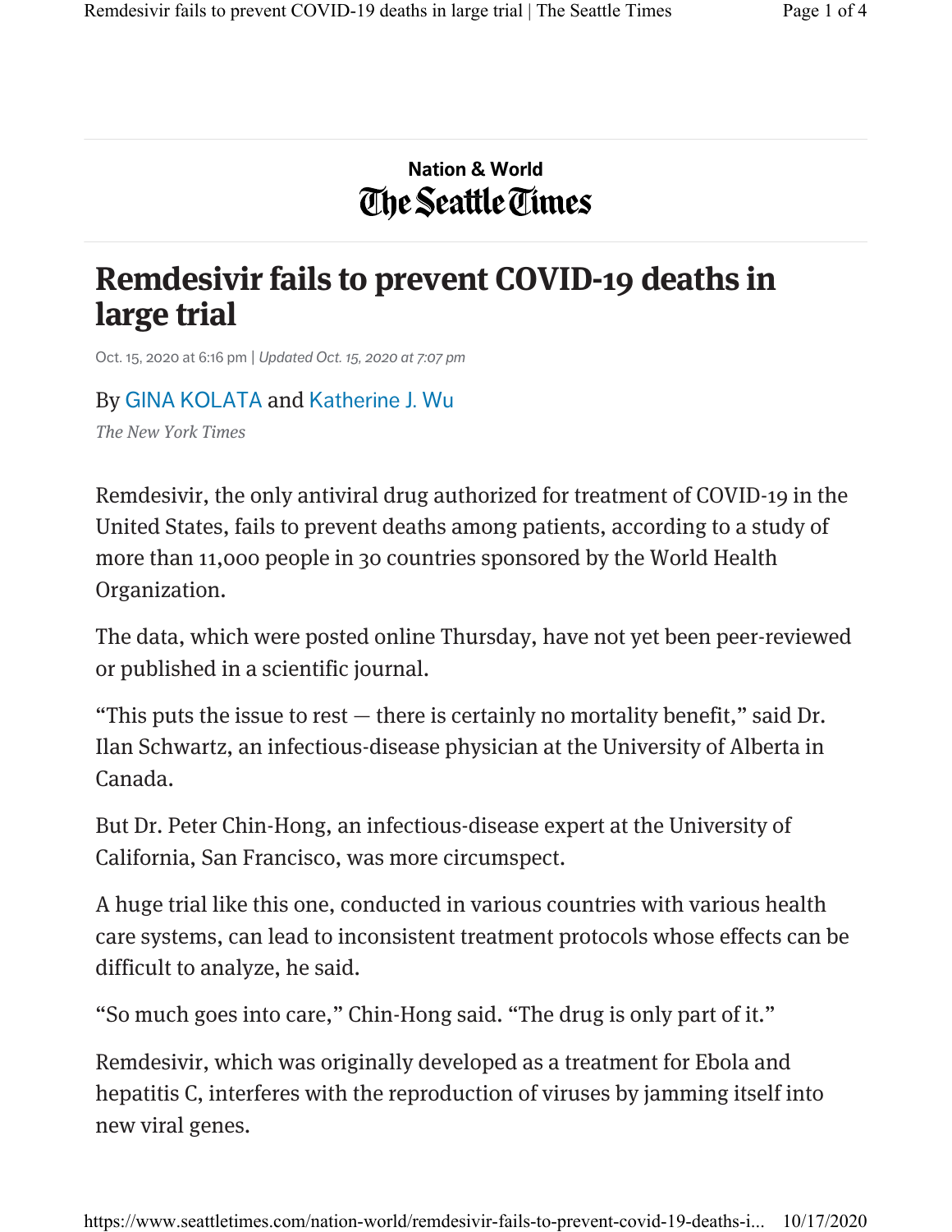Nation & World

The Seattle Times

# Remdesivir fails to prevent COVID-19 deaths in large trial

Oct. 15, 2020 at 6:16 pm | *Updated Oct. 15, 2020 at 7:07 pm*

By GINA KOLATA and Katherine J. Wu

*The New York Times*

Remdesivir, the only antiviral drug authorized for treatment of COVID-19 in the United States, fails to prevent deaths among patients, according to a study of more than 11,000 people in 30 countries sponsored by the World Health Organization.

The data, which were posted online Thursday, have not yet been peer-reviewed or published in a scientific journal.

"This puts the issue to rest — there is certainly no mortality benefit," said Dr. Ilan Schwartz, an infectious-disease physician at the University of Alberta in Canada.

But Dr. Peter Chin-Hong, an infectious-disease expert at the University of California, San Francisco, was more circumspect.

A huge trial like this one, conducted in various countries with various health care systems, can lead to inconsistent treatment protocols whose effects can be difficult to analyze, he said.

"So much goes into care," Chin-Hong said. "The drug is only part of it."

Remdesivir, which was originally developed as a treatment for Ebola and hepatitis C, interferes with the reproduction of viruses by jamming itself into new viral genes.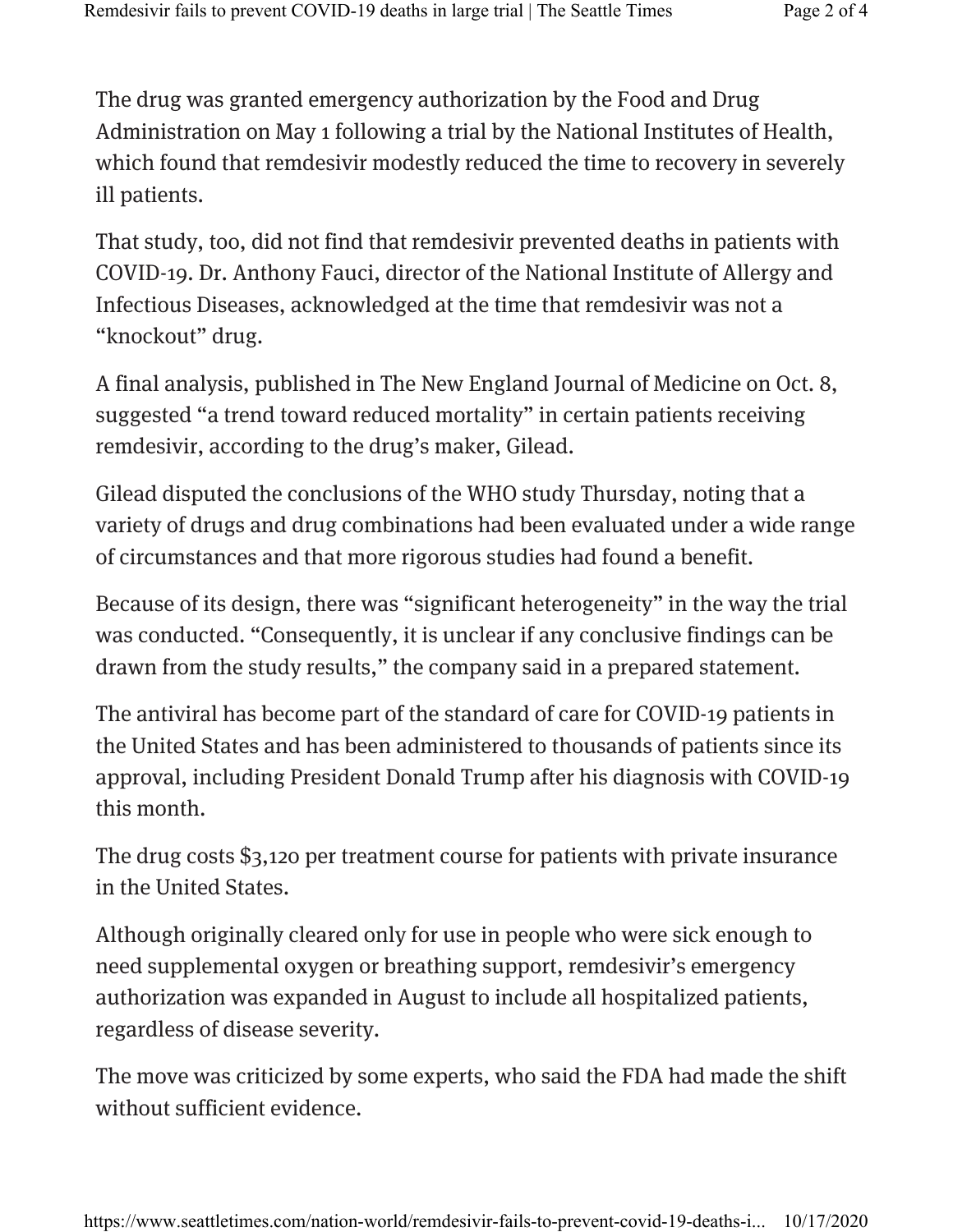The drug was granted emergency authorization by the Food and Drug Administration on May 1 following a trial by the National Institutes of Health, which found that remdesivir modestly reduced the time to recovery in severely ill patients.

That study, too, did not find that remdesivir prevented deaths in patients with COVID-19. Dr. Anthony Fauci, director of the National Institute of Allergy and Infectious Diseases, acknowledged at the time that remdesivir was not a "knockout" drug.

A final analysis, published in The New England Journal of Medicine on Oct. 8, suggested "a trend toward reduced mortality" in certain patients receiving remdesivir, according to the drug's maker, Gilead.

Gilead disputed the conclusions of the WHO study Thursday, noting that a variety of drugs and drug combinations had been evaluated under a wide range of circumstances and that more rigorous studies had found a benefit.

Because of its design, there was "significant heterogeneity" in the way the trial was conducted. "Consequently, it is unclear if any conclusive findings can be drawn from the study results," the company said in a prepared statement.

The antiviral has become part of the standard of care for COVID-19 patients in the United States and has been administered to thousands of patients since its approval, including President Donald Trump after his diagnosis with COVID-19 this month.

The drug costs $3,120 per treatment course for patients with private insurance in the United States.

Although originally cleared only for use in people who were sick enough to need supplemental oxygen or breathing support, remdesivir's emergency authorization was expanded in August to include all hospitalized patients, regardless of disease severity.

The move was criticized by some experts, who said the FDA had made the shift without sufficient evidence.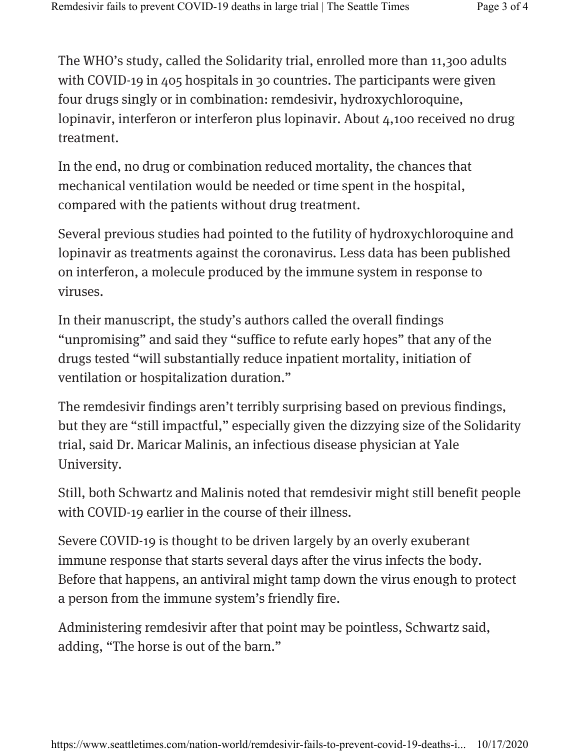The WHO's study, called the Solidarity trial, enrolled more than 11,300 adults with COVID-19 in 405 hospitals in 30 countries. The participants were given four drugs singly or in combination: remdesivir, hydroxychloroquine, lopinavir, interferon or interferon plus lopinavir. About 4,100 received no drug treatment.

In the end, no drug or combination reduced mortality, the chances that mechanical ventilation would be needed or time spent in the hospital, compared with the patients without drug treatment.

Several previous studies had pointed to the futility of hydroxychloroquine and lopinavir as treatments against the coronavirus. Less data has been published on interferon, a molecule produced by the immune system in response to viruses.

In their manuscript, the study's authors called the overall findings "unpromising" and said they "suffice to refute early hopes" that any of the drugs tested "will substantially reduce inpatient mortality, initiation of ventilation or hospitalization duration."

The remdesivir findings aren't terribly surprising based on previous findings, but they are "still impactful," especially given the dizzying size of the Solidarity trial, said Dr. Maricar Malinis, an infectious disease physician at Yale University.

Still, both Schwartz and Malinis noted that remdesivir might still benefit people with COVID-19 earlier in the course of their illness.

Severe COVID-19 is thought to be driven largely by an overly exuberant immune response that starts several days after the virus infects the body. Before that happens, an antiviral might tamp down the virus enough to protect a person from the immune system's friendly fire.

Administering remdesivir after that point may be pointless, Schwartz said, adding, "The horse is out of the barn."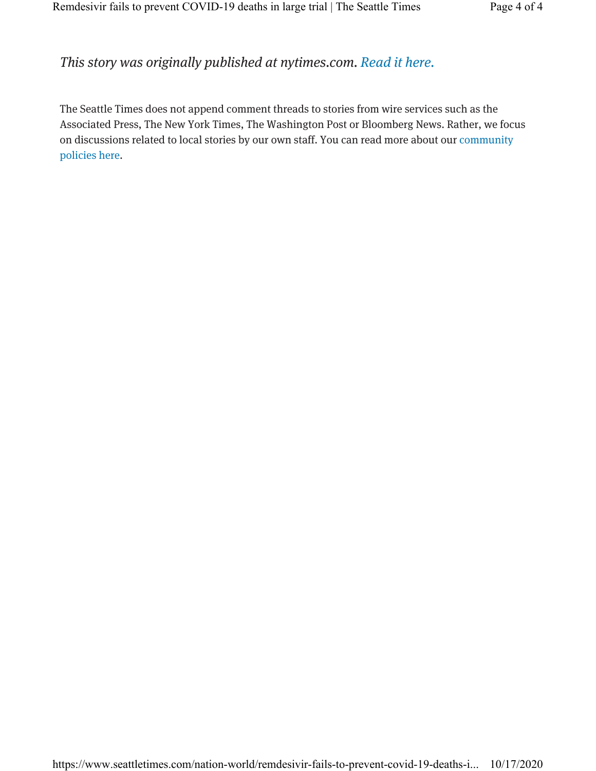*This story was originally published at nytimes.com. Read it here.*

The Seattle Times does not append comment threads to stories from wire services such as the Associated Press, The New York Times, The Washington Post or Bloomberg News. Rather, we focus on discussions related to local stories by our own staff. You can read more about our community policies here.